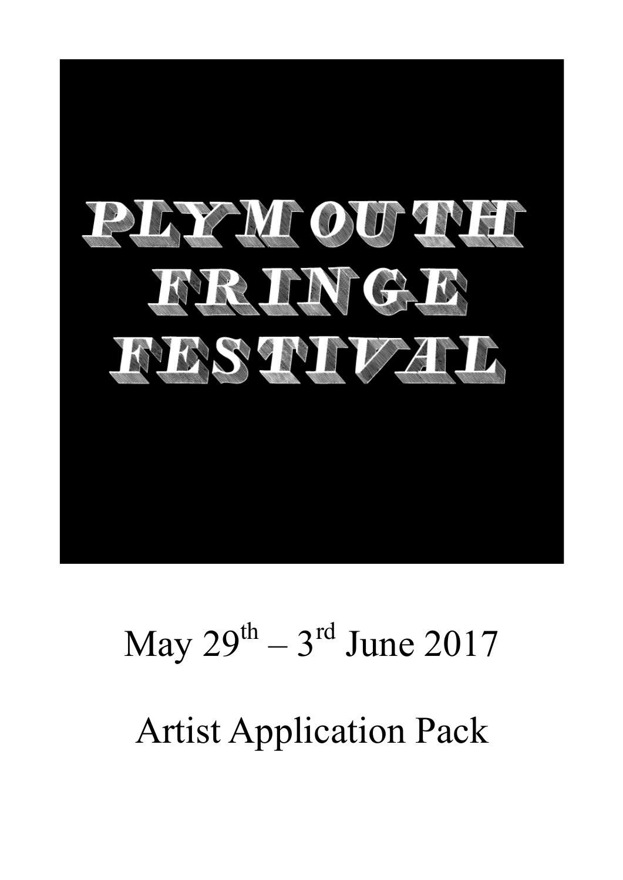# PLYMOUTH FRINGE FESTIVAL

May 29th – 3rd June 2017

Artist Application Pack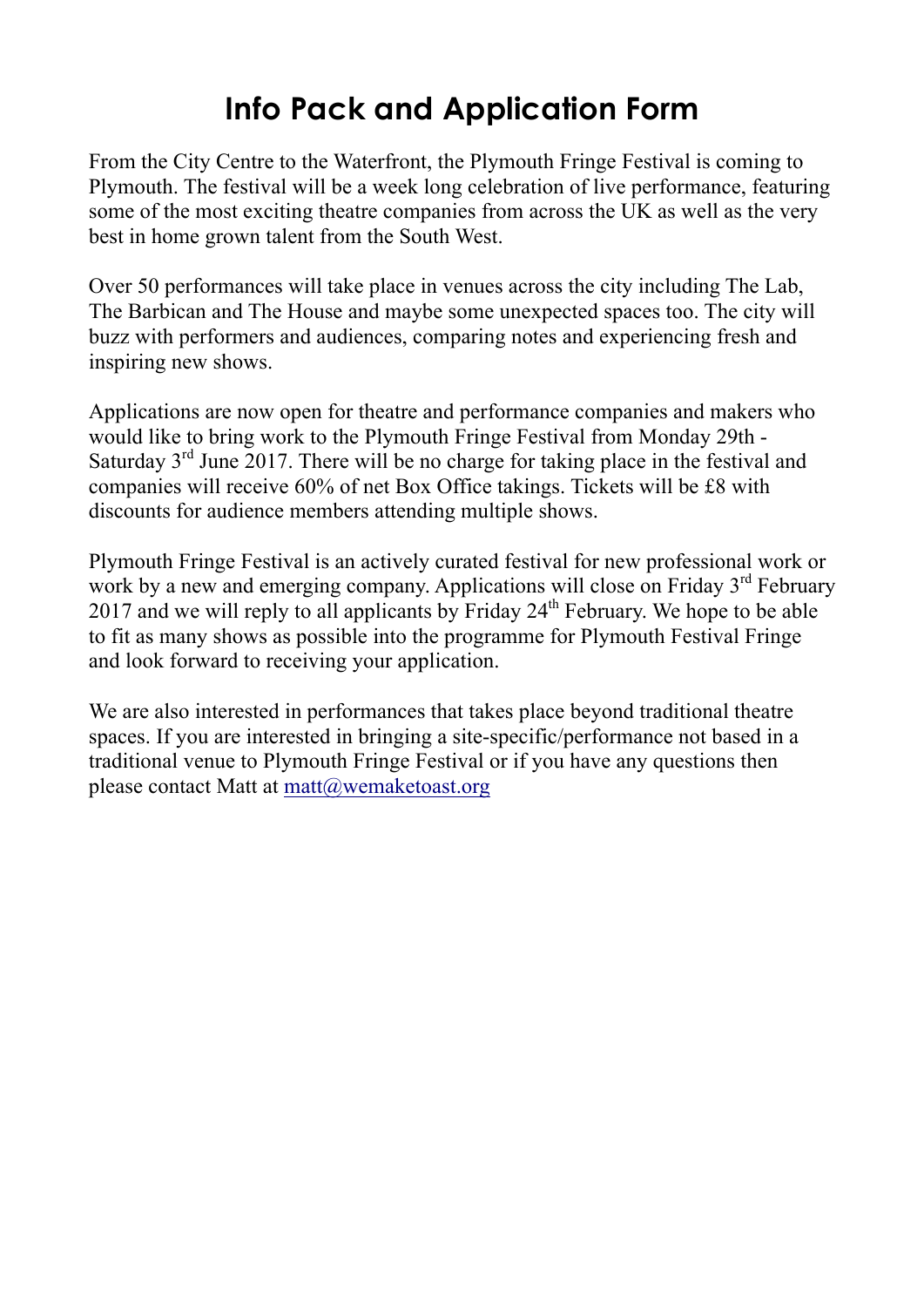# Info Pack and Application Form

From the City Centre to the Waterfront, the Plymouth Fringe Festival is coming to Plymouth. The festival will be a week long celebration of live performance, featuring some of the most exciting theatre companies from across the UK as well as the very best in home grown talent from the South West.

Over 50 performances will take place in venues across the city including The Lab, The Barbican and The House and maybe some unexpected spaces too. The city will buzz with performers and audiences, comparing notes and experiencing fresh and inspiring new shows.

Applications are now open for theatre and performance companies and makers who would like to bring work to the Plymouth Fringe Festival from Monday 29th - Saturday 3rd June 2017. There will be no charge for taking place in the festival and companies will receive 60% of net Box Office takings. Tickets will be £8 with discounts for audience members attending multiple shows.

Plymouth Fringe Festival is an actively curated festival for new professional work or work by a new and emerging company. Applications will close on Friday 3rd February 2017 and we will reply to all applicants by Friday 24th February. We hope to be able to fit as many shows as possible into the programme for Plymouth Festival Fringe and look forward to receiving your application.

We are also interested in performances that takes place beyond traditional theatre spaces. If you are interested in bringing a site-specific/performance not based in a traditional venue to Plymouth Fringe Festival or if you have any questions then please contact Matt at matt@wemaketoast.org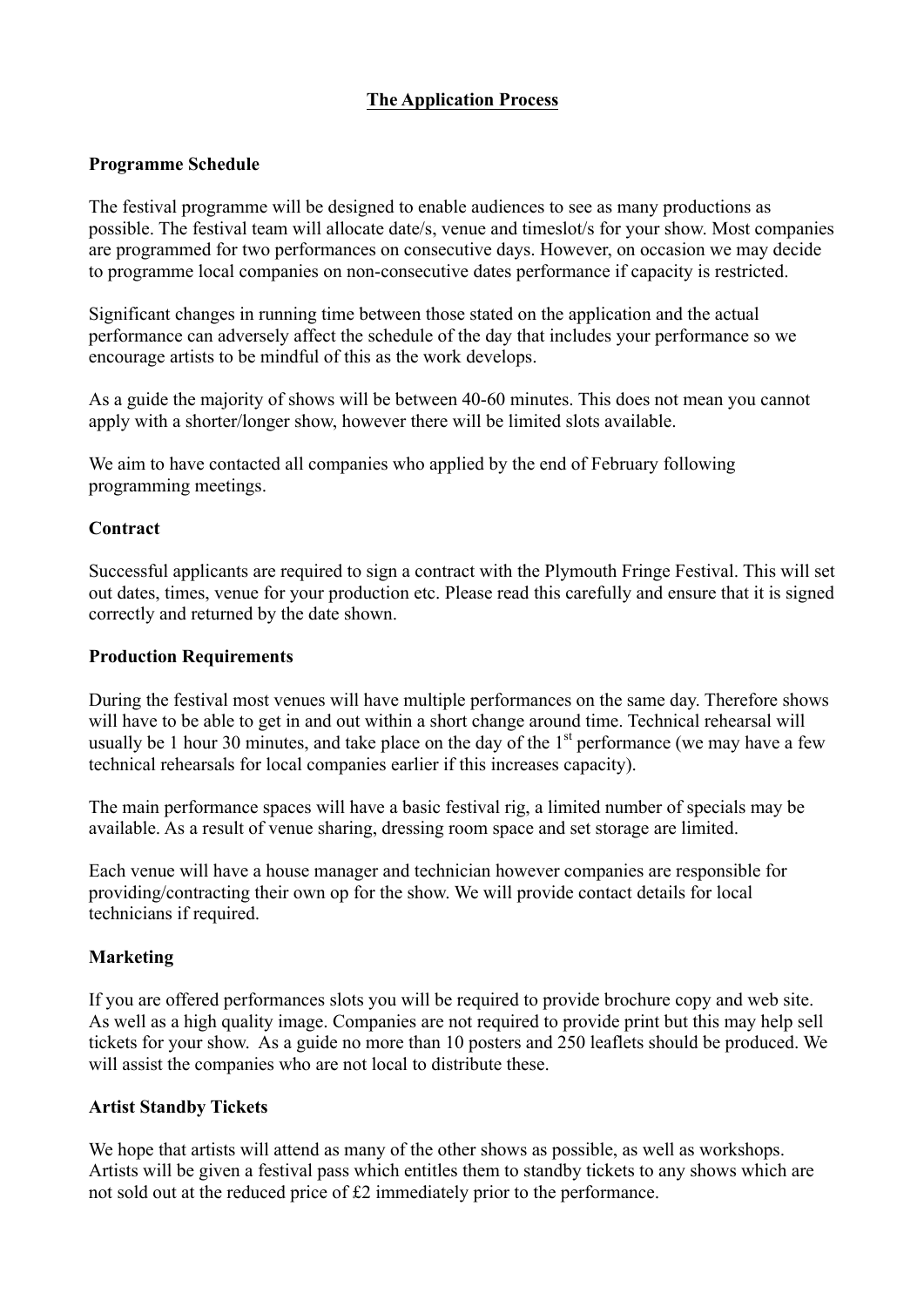# The Application Process

**Programme Schedule**

The festival programme will be designed to enable audiences to see as many productions as possible. The festival team will allocate date/s, venue and timeslot/s for your show. Most companies are programmed for two performances on consecutive days. However, on occasion we may decide to programme local companies on non-consecutive dates performance if capacity is restricted.

Significant changes in running time between those stated on the application and the actual performance can adversely affect the schedule of the day that includes your performance so we encourage artists to be mindful of this as the work develops.

As a guide the majority of shows will be between 40-60 minutes. This does not mean you cannot apply with a shorter/longer show, however there will be limited slots available.

We aim to have contacted all companies who applied by the end of February following programming meetings.

**Contract**

Successful applicants are required to sign a contract with the Plymouth Fringe Festival. This will set out dates, times, venue for your production etc. Please read this carefully and ensure that it is signed correctly and returned by the date shown.

**Production Requirements**

During the festival most venues will have multiple performances on the same day. Therefore shows will have to be able to get in and out within a short change around time. Technical rehearsal will usually be 1 hour 30 minutes, and take place on the day of the 1st performance (we may have a few technical rehearsals for local companies earlier if this increases capacity).

The main performance spaces will have a basic festival rig, a limited number of specials may be available. As a result of venue sharing, dressing room space and set storage are limited.

Each venue will have a house manager and technician however companies are responsible for providing/contracting their own op for the show. We will provide contact details for local technicians if required.

**Marketing**

If you are offered performances slots you will be required to provide brochure copy and web site. As well as a high quality image. Companies are not required to provide print but this may help sell tickets for your show. As a guide no more than 10 posters and 250 leaflets should be produced. We will assist the companies who are not local to distribute these.

**Artist Standby Tickets**

We hope that artists will attend as many of the other shows as possible, as well as workshops. Artists will be given a festival pass which entitles them to standby tickets to any shows which are not sold out at the reduced price of £2 immediately prior to the performance.